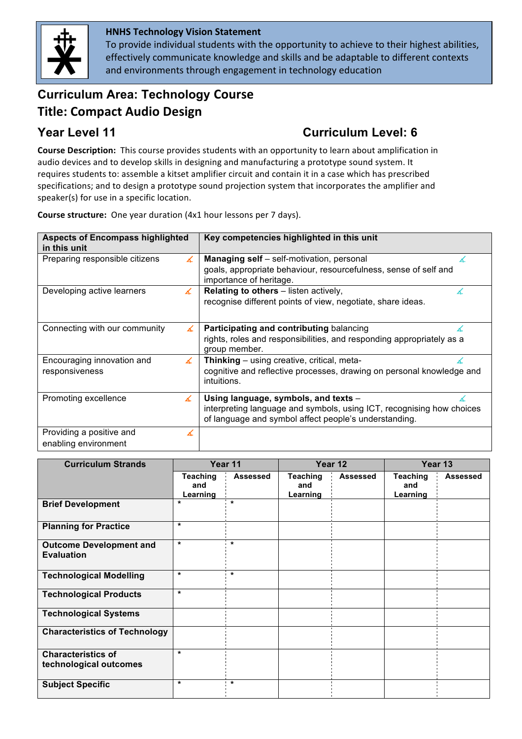**HNHS Technology Vision Statement**
To provide individual students with the opportunity to achieve to their highest abilities, effectively communicate knowledge and skills and be adaptable to different contexts and environments through engagement in technology education

## Curriculum Area: Technology Course

## Title: Compact Audio Design

### Year Level 11 — Curriculum Level: 6

**Course Description:** This course provides students with an opportunity to learn about amplification in audio devices and to develop skills in designing and manufacturing a prototype sound system. It requires students to: assemble a kitset amplifier circuit and contain it in a case which has prescribed specifications; and to design a prototype sound projection system that incorporates the amplifier and speaker(s) for use in a specific location.

**Course structure:** One year duration (4x1 hour lessons per 7 days).

| Aspects of Encompass highlighted in this unit | | Key competencies highlighted in this unit | |
|---|---|---|---|
| Preparing responsible citizens | ✓ | **Managing self** – self-motivation, personal goals, appropriate behaviour, resourcefulness, sense of self and importance of heritage. | ✓ |
| Developing active learners | ✓ | **Relating to others** – listen actively, recognise different points of view, negotiate, share ideas. | ✓ |
| Connecting with our community | ✓ | **Participating and contributing** balancing rights, roles and responsibilities, and responding appropriately as a group member. | ✓ |
| Encouraging innovation and responsiveness | ✓ | **Thinking** – using creative, critical, meta-cognitive and reflective processes, drawing on personal knowledge and intuitions. | ✓ |
| Promoting excellence | ✓ | **Using language, symbols, and texts** – interpreting language and symbols, using ICT, recognising how choices of language and symbol affect people's understanding. | ✓ |
| Providing a positive and enabling environment | ✓ | | |

| Curriculum Strands | Year 11 | | Year 12 | | Year 13 | |
|---|---|---|---|---|---|---|
| | Teaching and Learning | Assessed | Teaching and Learning | Assessed | Teaching and Learning | Assessed |
| **Brief Development** | * | * | | | | |
| **Planning for Practice** | * | | | | | |
| **Outcome Development and Evaluation** | * | * | | | | |
| **Technological Modelling** | * | * | | | | |
| **Technological Products** | * | | | | | |
| **Technological Systems** | | | | | | |
| **Characteristics of Technology** | | | | | | |
| **Characteristics of technological outcomes** | * | | | | | |
| **Subject Specific** | * | * | | | | |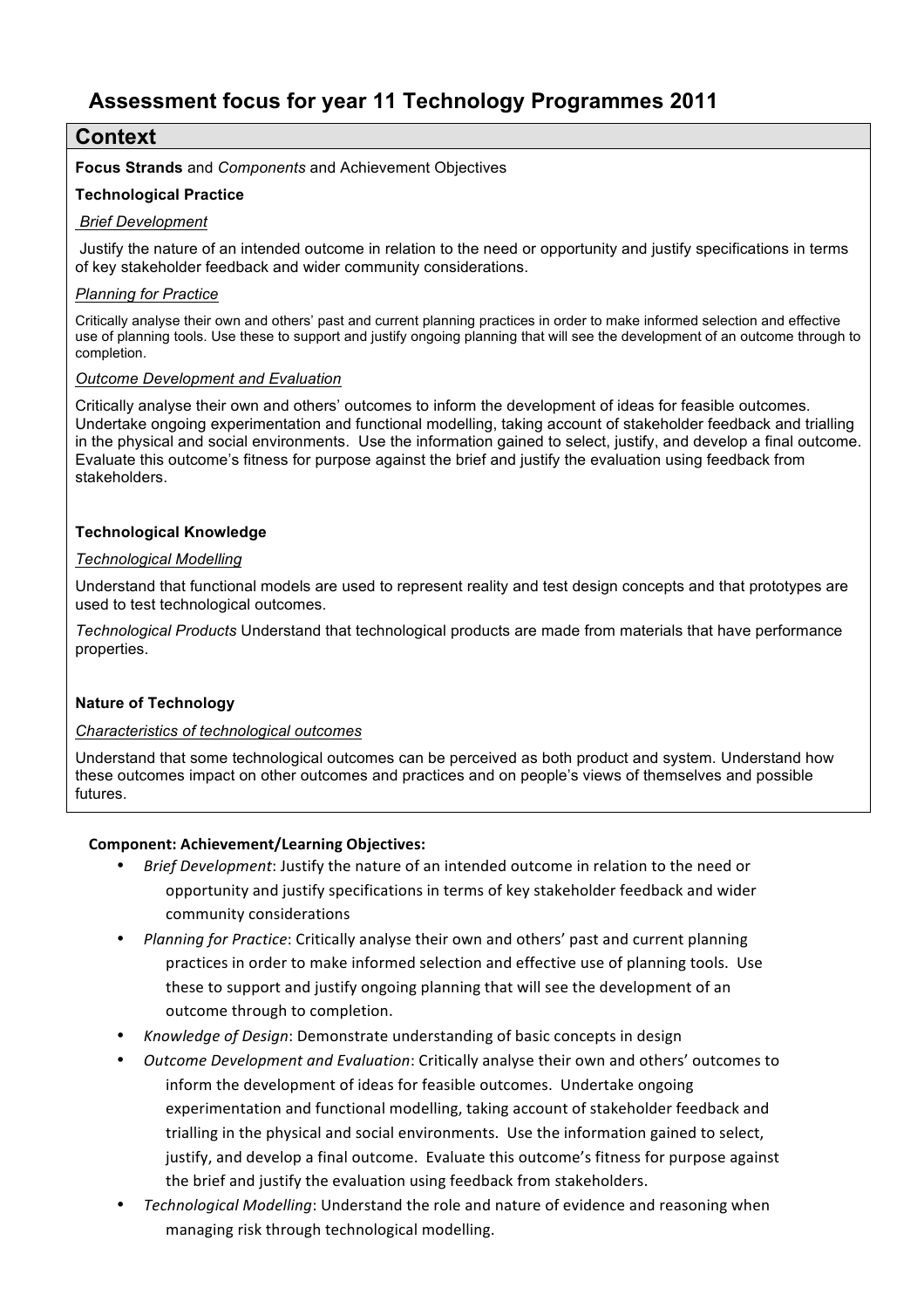## Assessment focus for year 11 Technology Programmes 2011

### Context

**Focus Strands** and *Components* and Achievement Objectives

**Technological Practice**

*Brief Development*

Justify the nature of an intended outcome in relation to the need or opportunity and justify specifications in terms of key stakeholder feedback and wider community considerations.

*Planning for Practice*

Critically analyse their own and others' past and current planning practices in order to make informed selection and effective use of planning tools. Use these to support and justify ongoing planning that will see the development of an outcome through to completion.

*Outcome Development and Evaluation*

Critically analyse their own and others' outcomes to inform the development of ideas for feasible outcomes. Undertake ongoing experimentation and functional modelling, taking account of stakeholder feedback and trialling in the physical and social environments. Use the information gained to select, justify, and develop a final outcome. Evaluate this outcome's fitness for purpose against the brief and justify the evaluation using feedback from stakeholders.

**Technological Knowledge**

*Technological Modelling*

Understand that functional models are used to represent reality and test design concepts and that prototypes are used to test technological outcomes.

*Technological Products* Understand that technological products are made from materials that have performance properties.

**Nature of Technology**

*Characteristics of technological outcomes*

Understand that some technological outcomes can be perceived as both product and system. Understand how these outcomes impact on other outcomes and practices and on people's views of themselves and possible futures.

**Component: Achievement/Learning Objectives:**

- *Brief Development*: Justify the nature of an intended outcome in relation to the need or opportunity and justify specifications in terms of key stakeholder feedback and wider community considerations
- *Planning for Practice*: Critically analyse their own and others' past and current planning practices in order to make informed selection and effective use of planning tools. Use these to support and justify ongoing planning that will see the development of an outcome through to completion.
- *Knowledge of Design*: Demonstrate understanding of basic concepts in design
- *Outcome Development and Evaluation*: Critically analyse their own and others' outcomes to inform the development of ideas for feasible outcomes. Undertake ongoing experimentation and functional modelling, taking account of stakeholder feedback and trialling in the physical and social environments. Use the information gained to select, justify, and develop a final outcome. Evaluate this outcome's fitness for purpose against the brief and justify the evaluation using feedback from stakeholders.
- *Technological Modelling*: Understand the role and nature of evidence and reasoning when managing risk through technological modelling.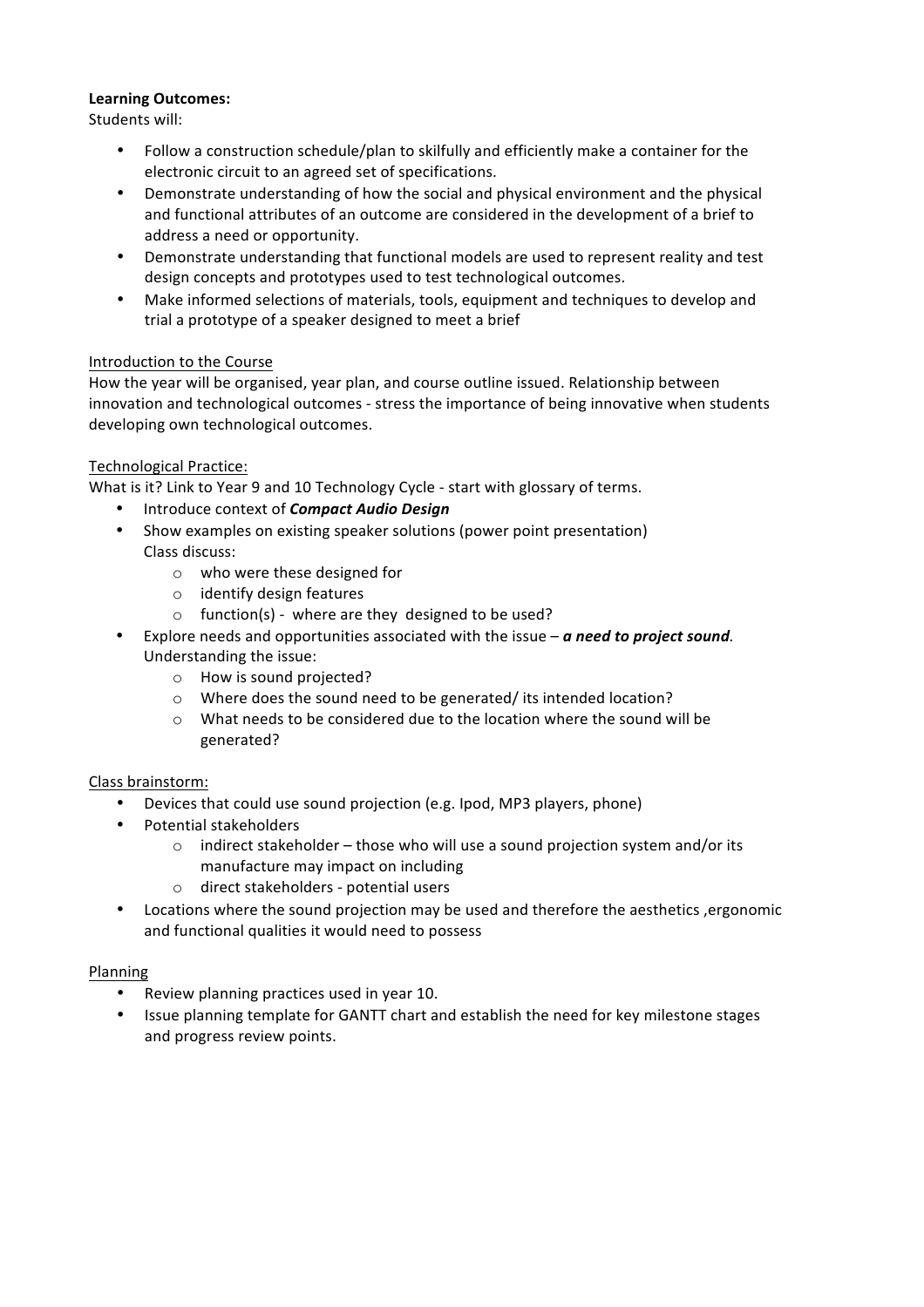**Learning Outcomes:**
Students will:

- Follow a construction schedule/plan to skilfully and efficiently make a container for the electronic circuit to an agreed set of specifications.
- Demonstrate understanding of how the social and physical environment and the physical and functional attributes of an outcome are considered in the development of a brief to address a need or opportunity.
- Demonstrate understanding that functional models are used to represent reality and test design concepts and prototypes used to test technological outcomes.
- Make informed selections of materials, tools, equipment and techniques to develop and trial a prototype of a speaker designed to meet a brief

<u>Introduction to the Course</u>
How the year will be organised, year plan, and course outline issued. Relationship between innovation and technological outcomes - stress the importance of being innovative when students developing own technological outcomes.

<u>Technological Practice:</u>
What is it? Link to Year 9 and 10 Technology Cycle - start with glossary of terms.

- Introduce context of ***Compact Audio Design***
- Show examples on existing speaker solutions (power point presentation)
  Class discuss:
    - who were these designed for
    - identify design features
    - function(s) - where are they designed to be used?
- Explore needs and opportunities associated with the issue – ***a need to project sound***.
  Understanding the issue:
    - How is sound projected?
    - Where does the sound need to be generated/ its intended location?
    - What needs to be considered due to the location where the sound will be generated?

<u>Class brainstorm:</u>

- Devices that could use sound projection (e.g. Ipod, MP3 players, phone)
- Potential stakeholders
    - indirect stakeholder – those who will use a sound projection system and/or its manufacture may impact on including
    - direct stakeholders - potential users
- Locations where the sound projection may be used and therefore the aesthetics ,ergonomic and functional qualities it would need to possess

<u>Planning</u>

- Review planning practices used in year 10.
- Issue planning template for GANTT chart and establish the need for key milestone stages and progress review points.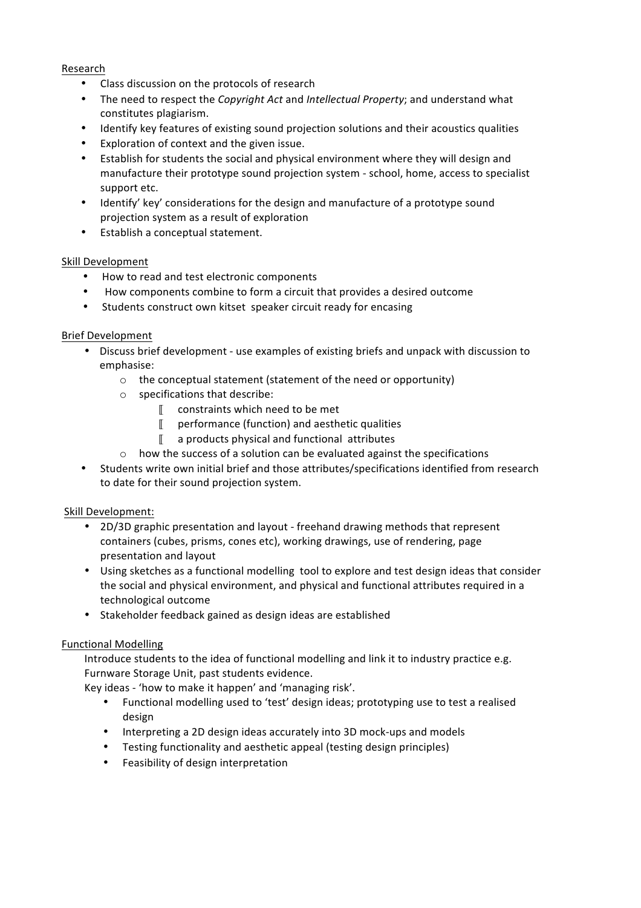Research

- Class discussion on the protocols of research
- The need to respect the *Copyright Act* and *Intellectual Property*; and understand what constitutes plagiarism.
- Identify key features of existing sound projection solutions and their acoustics qualities
- Exploration of context and the given issue.
- Establish for students the social and physical environment where they will design and manufacture their prototype sound projection system - school, home, access to specialist support etc.
- Identify' key' considerations for the design and manufacture of a prototype sound projection system as a result of exploration
- Establish a conceptual statement.

Skill Development

- How to read and test electronic components
- How components combine to form a circuit that provides a desired outcome
- Students construct own kitset speaker circuit ready for encasing

Brief Development

- Discuss brief development - use examples of existing briefs and unpack with discussion to emphasise:
  - the conceptual statement (statement of the need or opportunity)
  - specifications that describe:
    - constraints which need to be met
    - performance (function) and aesthetic qualities
    - a products physical and functional attributes
  - how the success of a solution can be evaluated against the specifications
- Students write own initial brief and those attributes/specifications identified from research to date for their sound projection system.

Skill Development:

- 2D/3D graphic presentation and layout - freehand drawing methods that represent containers (cubes, prisms, cones etc), working drawings, use of rendering, page presentation and layout
- Using sketches as a functional modelling tool to explore and test design ideas that consider the social and physical environment, and physical and functional attributes required in a technological outcome
- Stakeholder feedback gained as design ideas are established

Functional Modelling

Introduce students to the idea of functional modelling and link it to industry practice e.g. Furnware Storage Unit, past students evidence.
Key ideas - 'how to make it happen' and 'managing risk'.

- Functional modelling used to 'test' design ideas; prototyping use to test a realised design
- Interpreting a 2D design ideas accurately into 3D mock-ups and models
- Testing functionality and aesthetic appeal (testing design principles)
- Feasibility of design interpretation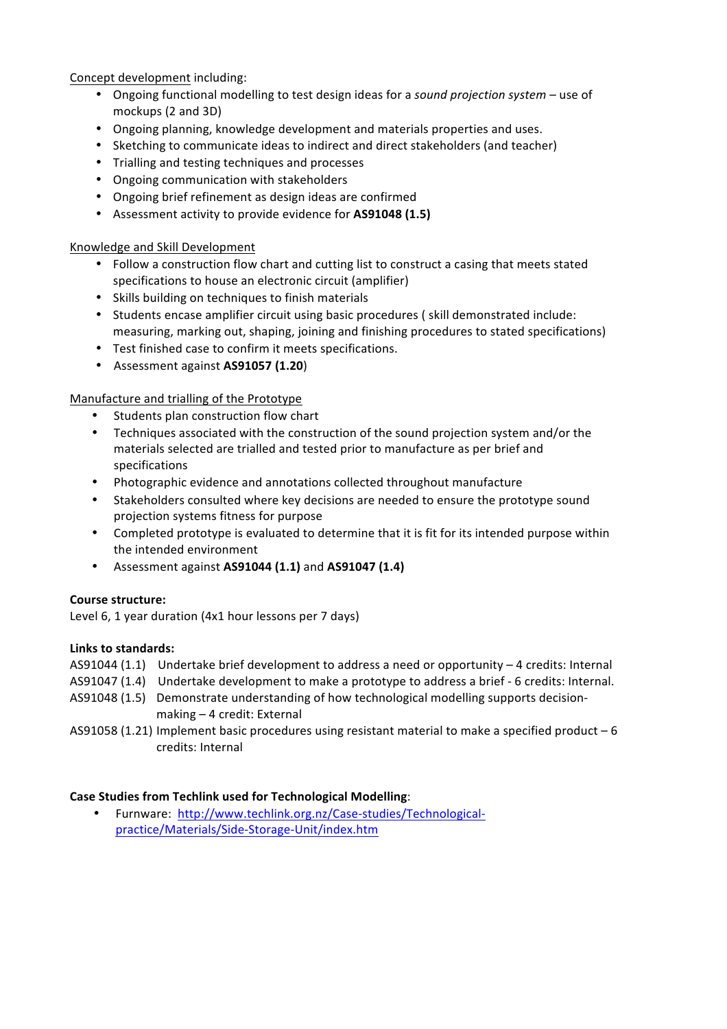Concept development including:

- Ongoing functional modelling to test design ideas for a *sound projection system* – use of mockups (2 and 3D)
- Ongoing planning, knowledge development and materials properties and uses.
- Sketching to communicate ideas to indirect and direct stakeholders (and teacher)
- Trialling and testing techniques and processes
- Ongoing communication with stakeholders
- Ongoing brief refinement as design ideas are confirmed
- Assessment activity to provide evidence for **AS91048 (1.5)**

Knowledge and Skill Development

- Follow a construction flow chart and cutting list to construct a casing that meets stated specifications to house an electronic circuit (amplifier)
- Skills building on techniques to finish materials
- Students encase amplifier circuit using basic procedures ( skill demonstrated include: measuring, marking out, shaping, joining and finishing procedures to stated specifications)
- Test finished case to confirm it meets specifications.
- Assessment against **AS91057 (1.20**)

Manufacture and trialling of the Prototype

- Students plan construction flow chart
- Techniques associated with the construction of the sound projection system and/or the materials selected are trialled and tested prior to manufacture as per brief and specifications
- Photographic evidence and annotations collected throughout manufacture
- Stakeholders consulted where key decisions are needed to ensure the prototype sound projection systems fitness for purpose
- Completed prototype is evaluated to determine that it is fit for its intended purpose within the intended environment
- Assessment against **AS91044 (1.1)** and **AS91047 (1.4)**

**Course structure:**
Level 6, 1 year duration (4x1 hour lessons per 7 days)

**Links to standards:**

AS91044 (1.1) Undertake brief development to address a need or opportunity – 4 credits: Internal
AS91047 (1.4) Undertake development to make a prototype to address a brief - 6 credits: Internal.
AS91048 (1.5) Demonstrate understanding of how technological modelling supports decision-making – 4 credit: External
AS91058 (1.21) Implement basic procedures using resistant material to make a specified product – 6 credits: Internal

**Case Studies from Techlink used for Technological Modelling**:

- Furnware: http://www.techlink.org.nz/Case-studies/Technological-practice/Materials/Side-Storage-Unit/index.htm